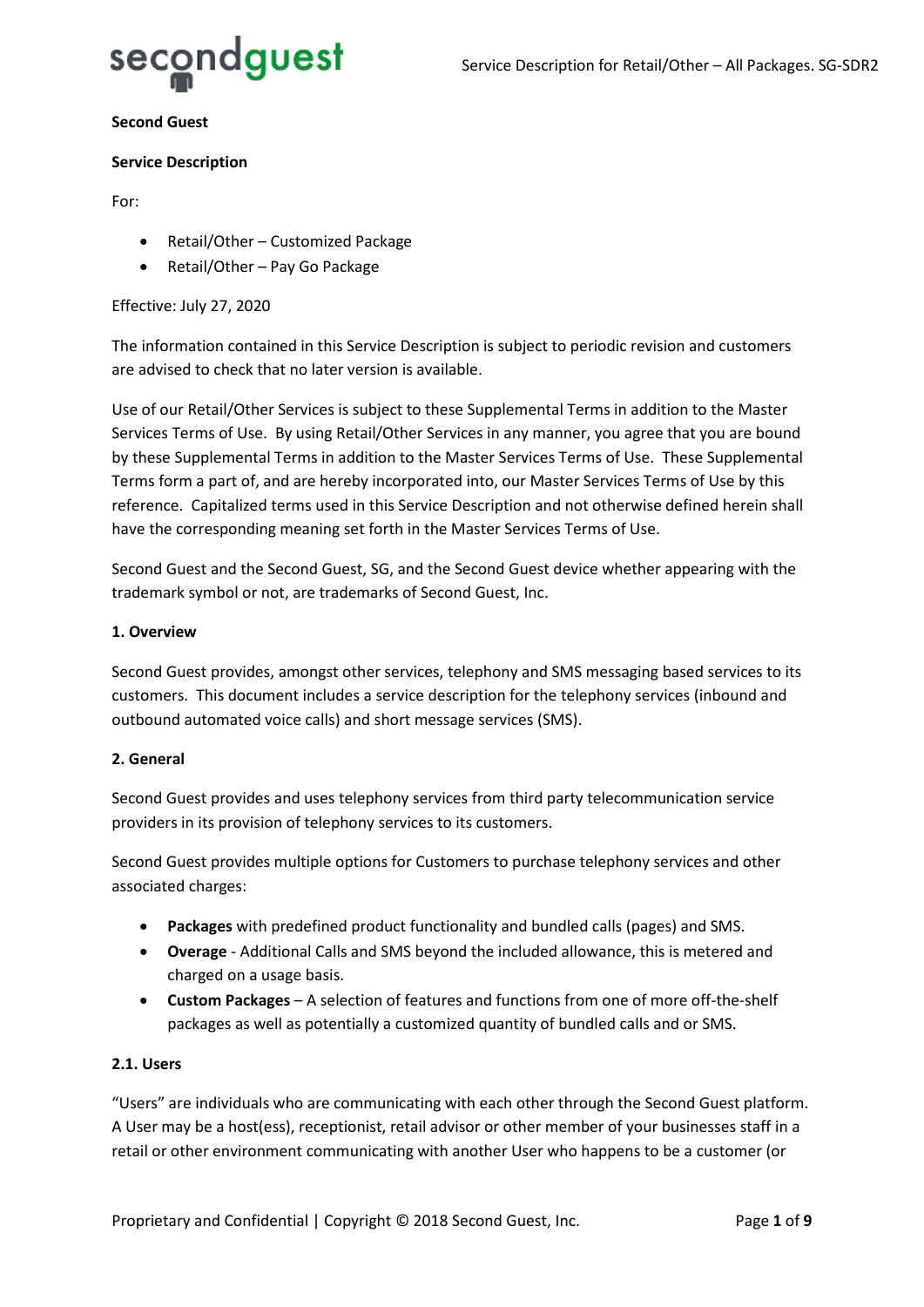**Second Guest**

**Service Description**

For:

- Retail/Other – Customized Package
- Retail/Other – Pay Go Package

Effective: July 27, 2020

The information contained in this Service Description is subject to periodic revision and customers are advised to check that no later version is available.

Use of our Retail/Other Services is subject to these Supplemental Terms in addition to the Master Services Terms of Use. By using Retail/Other Services in any manner, you agree that you are bound by these Supplemental Terms in addition to the Master Services Terms of Use. These Supplemental Terms form a part of, and are hereby incorporated into, our Master Services Terms of Use by this reference. Capitalized terms used in this Service Description and not otherwise defined herein shall have the corresponding meaning set forth in the Master Services Terms of Use.

Second Guest and the Second Guest, SG, and the Second Guest device whether appearing with the trademark symbol or not, are trademarks of Second Guest, Inc.

**1. Overview**

Second Guest provides, amongst other services, telephony and SMS messaging based services to its customers. This document includes a service description for the telephony services (inbound and outbound automated voice calls) and short message services (SMS).

**2. General**

Second Guest provides and uses telephony services from third party telecommunication service providers in its provision of telephony services to its customers.

Second Guest provides multiple options for Customers to purchase telephony services and other associated charges:

- **Packages** with predefined product functionality and bundled calls (pages) and SMS.
- **Overage** - Additional Calls and SMS beyond the included allowance, this is metered and charged on a usage basis.
- **Custom Packages** – A selection of features and functions from one of more off-the-shelf packages as well as potentially a customized quantity of bundled calls and or SMS.

**2.1. Users**

"Users" are individuals who are communicating with each other through the Second Guest platform. A User may be a host(ess), receptionist, retail advisor or other member of your businesses staff in a retail or other environment communicating with another User who happens to be a customer (or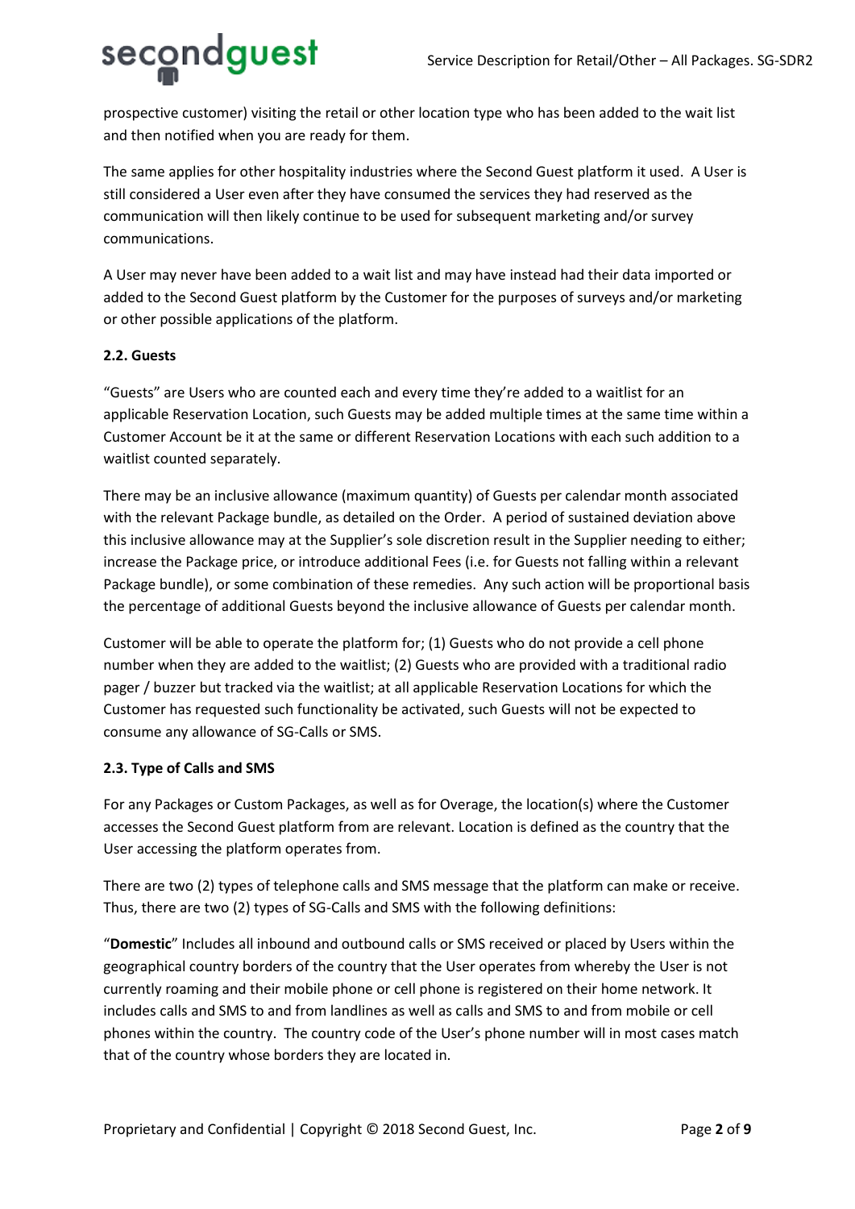prospective customer) visiting the retail or other location type who has been added to the wait list and then notified when you are ready for them.

The same applies for other hospitality industries where the Second Guest platform it used. A User is still considered a User even after they have consumed the services they had reserved as the communication will then likely continue to be used for subsequent marketing and/or survey communications.

A User may never have been added to a wait list and may have instead had their data imported or added to the Second Guest platform by the Customer for the purposes of surveys and/or marketing or other possible applications of the platform.

### 2.2. Guests

"Guests" are Users who are counted each and every time they're added to a waitlist for an applicable Reservation Location, such Guests may be added multiple times at the same time within a Customer Account be it at the same or different Reservation Locations with each such addition to a waitlist counted separately.

There may be an inclusive allowance (maximum quantity) of Guests per calendar month associated with the relevant Package bundle, as detailed on the Order. A period of sustained deviation above this inclusive allowance may at the Supplier's sole discretion result in the Supplier needing to either; increase the Package price, or introduce additional Fees (i.e. for Guests not falling within a relevant Package bundle), or some combination of these remedies. Any such action will be proportional basis the percentage of additional Guests beyond the inclusive allowance of Guests per calendar month.

Customer will be able to operate the platform for; (1) Guests who do not provide a cell phone number when they are added to the waitlist; (2) Guests who are provided with a traditional radio pager / buzzer but tracked via the waitlist; at all applicable Reservation Locations for which the Customer has requested such functionality be activated, such Guests will not be expected to consume any allowance of SG-Calls or SMS.

### 2.3. Type of Calls and SMS

For any Packages or Custom Packages, as well as for Overage, the location(s) where the Customer accesses the Second Guest platform from are relevant. Location is defined as the country that the User accessing the platform operates from.

There are two (2) types of telephone calls and SMS message that the platform can make or receive. Thus, there are two (2) types of SG-Calls and SMS with the following definitions:

"**Domestic**" Includes all inbound and outbound calls or SMS received or placed by Users within the geographical country borders of the country that the User operates from whereby the User is not currently roaming and their mobile phone or cell phone is registered on their home network. It includes calls and SMS to and from landlines as well as calls and SMS to and from mobile or cell phones within the country. The country code of the User's phone number will in most cases match that of the country whose borders they are located in.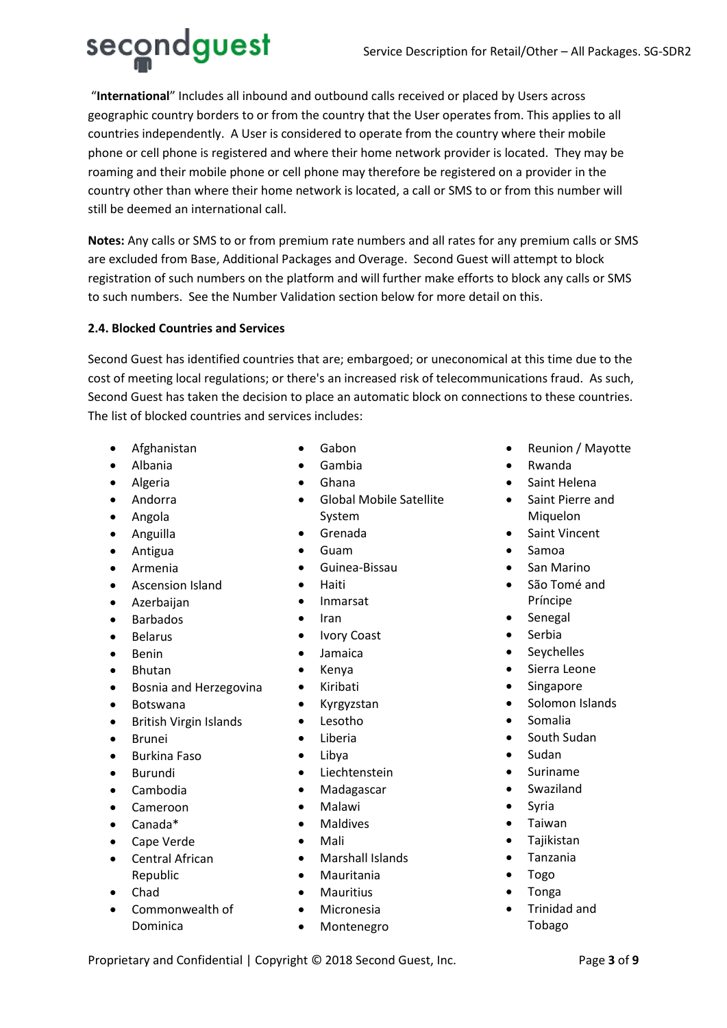"**International**" Includes all inbound and outbound calls received or placed by Users across geographic country borders to or from the country that the User operates from. This applies to all countries independently. A User is considered to operate from the country where their mobile phone or cell phone is registered and where their home network provider is located. They may be roaming and their mobile phone or cell phone may therefore be registered on a provider in the country other than where their home network is located, a call or SMS to or from this number will still be deemed an international call.

**Notes:** Any calls or SMS to or from premium rate numbers and all rates for any premium calls or SMS are excluded from Base, Additional Packages and Overage. Second Guest will attempt to block registration of such numbers on the platform and will further make efforts to block any calls or SMS to such numbers. See the Number Validation section below for more detail on this.

### 2.4. Blocked Countries and Services

Second Guest has identified countries that are; embargoed; or uneconomical at this time due to the cost of meeting local regulations; or there's an increased risk of telecommunications fraud. As such, Second Guest has taken the decision to place an automatic block on connections to these countries. The list of blocked countries and services includes:

- Afghanistan
- Albania
- Algeria
- Andorra
- Angola
- Anguilla
- Antigua
- Armenia
- Ascension Island
- Azerbaijan
- Barbados
- Belarus
- Benin
- Bhutan
- Bosnia and Herzegovina
- Botswana
- British Virgin Islands
- Brunei
- Burkina Faso
- Burundi
- Cambodia
- Cameroon
- Canada*
- Cape Verde
- Central African Republic
- Chad
- Commonwealth of Dominica
- Gabon
- Gambia
- Ghana
- Global Mobile Satellite System
- Grenada
- Guam
- Guinea-Bissau
- Haiti
- Inmarsat
- Iran
- Ivory Coast
- Jamaica
- Kenya
- Kiribati
- Kyrgyzstan
- Lesotho
- Liberia
- Libya
- Liechtenstein
- Madagascar
- Malawi
- Maldives
- Mali
- Marshall Islands
- Mauritania
- Mauritius
- Micronesia
- Montenegro
- Reunion / Mayotte
- Rwanda
- Saint Helena
- Saint Pierre and Miquelon
- Saint Vincent
- Samoa
- San Marino
- São Tomé and Príncipe
- Senegal
- Serbia
- Seychelles
- Sierra Leone
- Singapore
- Solomon Islands
- Somalia
- South Sudan
- Sudan
- Suriname
- Swaziland
- Syria
- Taiwan
- Tajikistan
- Tanzania
- Togo
- Tonga
- Trinidad and Tobago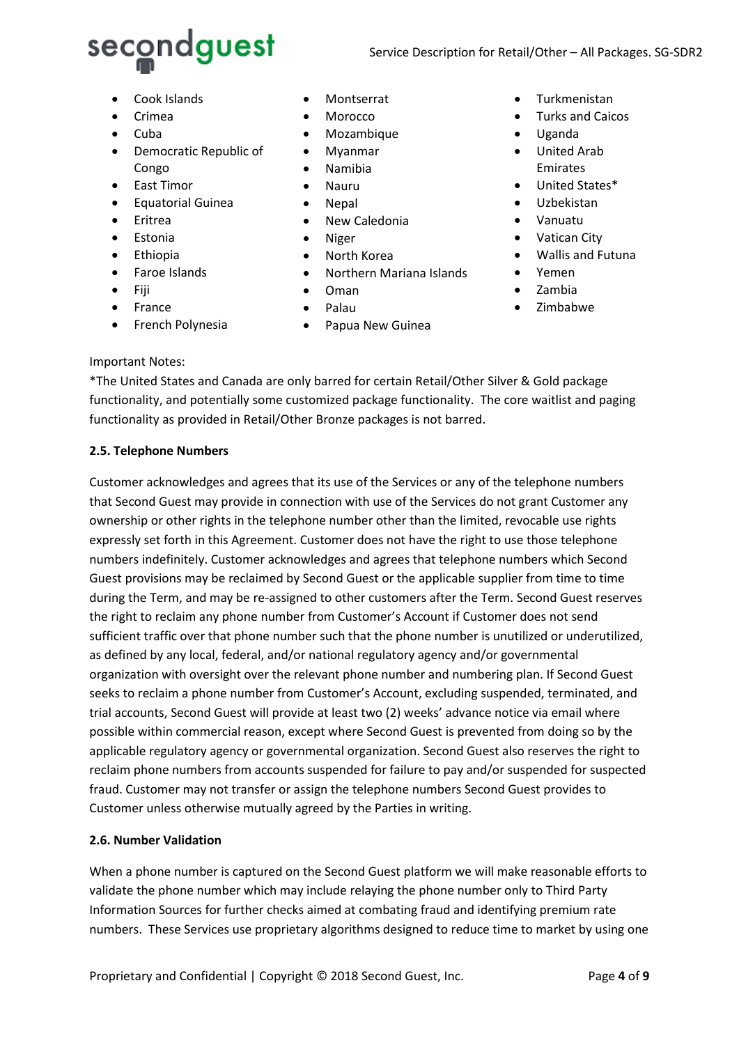- Cook Islands
- Crimea
- Cuba
- Democratic Republic of Congo
- East Timor
- Equatorial Guinea
- Eritrea
- Estonia
- Ethiopia
- Faroe Islands
- Fiji
- France
- French Polynesia
- Montserrat
- Morocco
- Mozambique
- Myanmar
- Namibia
- Nauru
- Nepal
- New Caledonia
- Niger
- North Korea
- Northern Mariana Islands
- Oman
- Palau
- Papua New Guinea
- Turkmenistan
- Turks and Caicos
- Uganda
- United Arab Emirates
- United States*
- Uzbekistan
- Vanuatu
- Vatican City
- Wallis and Futuna
- Yemen
- Zambia
- Zimbabwe

Important Notes:
*The United States and Canada are only barred for certain Retail/Other Silver & Gold package functionality, and potentially some customized package functionality. The core waitlist and paging functionality as provided in Retail/Other Bronze packages is not barred.

**2.5. Telephone Numbers**

Customer acknowledges and agrees that its use of the Services or any of the telephone numbers that Second Guest may provide in connection with use of the Services do not grant Customer any ownership or other rights in the telephone number other than the limited, revocable use rights expressly set forth in this Agreement. Customer does not have the right to use those telephone numbers indefinitely. Customer acknowledges and agrees that telephone numbers which Second Guest provisions may be reclaimed by Second Guest or the applicable supplier from time to time during the Term, and may be re-assigned to other customers after the Term. Second Guest reserves the right to reclaim any phone number from Customer's Account if Customer does not send sufficient traffic over that phone number such that the phone number is unutilized or underutilized, as defined by any local, federal, and/or national regulatory agency and/or governmental organization with oversight over the relevant phone number and numbering plan. If Second Guest seeks to reclaim a phone number from Customer's Account, excluding suspended, terminated, and trial accounts, Second Guest will provide at least two (2) weeks' advance notice via email where possible within commercial reason, except where Second Guest is prevented from doing so by the applicable regulatory agency or governmental organization. Second Guest also reserves the right to reclaim phone numbers from accounts suspended for failure to pay and/or suspended for suspected fraud. Customer may not transfer or assign the telephone numbers Second Guest provides to Customer unless otherwise mutually agreed by the Parties in writing.

**2.6. Number Validation**

When a phone number is captured on the Second Guest platform we will make reasonable efforts to validate the phone number which may include relaying the phone number only to Third Party Information Sources for further checks aimed at combating fraud and identifying premium rate numbers. These Services use proprietary algorithms designed to reduce time to market by using one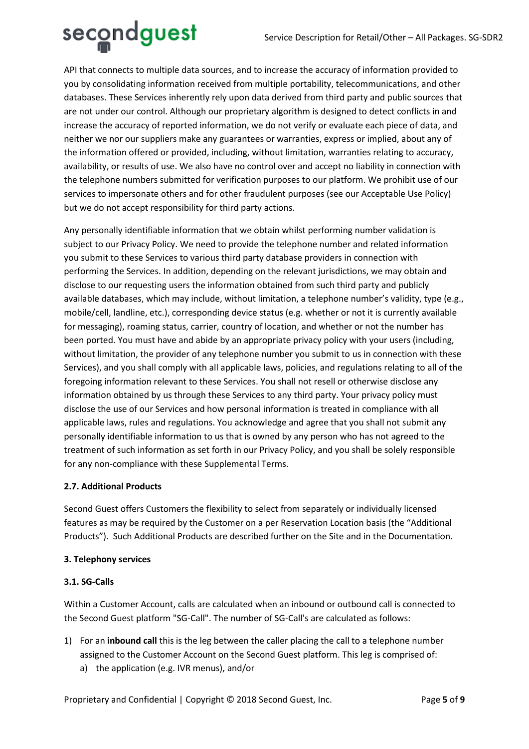API that connects to multiple data sources, and to increase the accuracy of information provided to you by consolidating information received from multiple portability, telecommunications, and other databases. These Services inherently rely upon data derived from third party and public sources that are not under our control. Although our proprietary algorithm is designed to detect conflicts in and increase the accuracy of reported information, we do not verify or evaluate each piece of data, and neither we nor our suppliers make any guarantees or warranties, express or implied, about any of the information offered or provided, including, without limitation, warranties relating to accuracy, availability, or results of use. We also have no control over and accept no liability in connection with the telephone numbers submitted for verification purposes to our platform. We prohibit use of our services to impersonate others and for other fraudulent purposes (see our Acceptable Use Policy) but we do not accept responsibility for third party actions.

Any personally identifiable information that we obtain whilst performing number validation is subject to our Privacy Policy. We need to provide the telephone number and related information you submit to these Services to various third party database providers in connection with performing the Services. In addition, depending on the relevant jurisdictions, we may obtain and disclose to our requesting users the information obtained from such third party and publicly available databases, which may include, without limitation, a telephone number's validity, type (e.g., mobile/cell, landline, etc.), corresponding device status (e.g. whether or not it is currently available for messaging), roaming status, carrier, country of location, and whether or not the number has been ported. You must have and abide by an appropriate privacy policy with your users (including, without limitation, the provider of any telephone number you submit to us in connection with these Services), and you shall comply with all applicable laws, policies, and regulations relating to all of the foregoing information relevant to these Services. You shall not resell or otherwise disclose any information obtained by us through these Services to any third party. Your privacy policy must disclose the use of our Services and how personal information is treated in compliance with all applicable laws, rules and regulations. You acknowledge and agree that you shall not submit any personally identifiable information to us that is owned by any person who has not agreed to the treatment of such information as set forth in our Privacy Policy, and you shall be solely responsible for any non-compliance with these Supplemental Terms.

### 2.7. Additional Products

Second Guest offers Customers the flexibility to select from separately or individually licensed features as may be required by the Customer on a per Reservation Location basis (the "Additional Products"). Such Additional Products are described further on the Site and in the Documentation.

## 3. Telephony services

### 3.1. SG-Calls

Within a Customer Account, calls are calculated when an inbound or outbound call is connected to the Second Guest platform "SG-Call". The number of SG-Call's are calculated as follows:

1) For an **inbound call** this is the leg between the caller placing the call to a telephone number assigned to the Customer Account on the Second Guest platform. This leg is comprised of:
   a) the application (e.g. IVR menus), and/or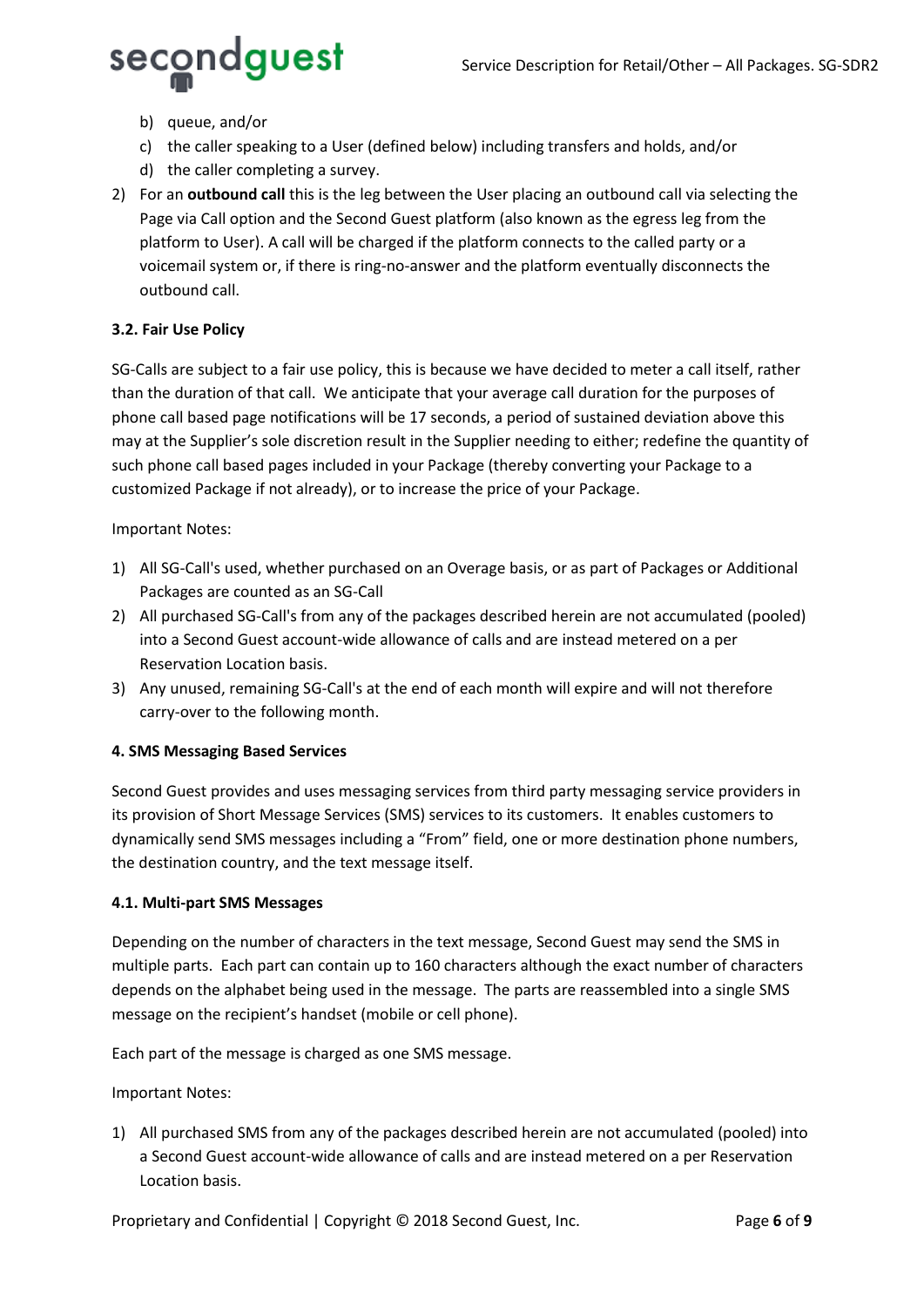b) queue, and/or
c) the caller speaking to a User (defined below) including transfers and holds, and/or
d) the caller completing a survey.

2) For an **outbound call** this is the leg between the User placing an outbound call via selecting the Page via Call option and the Second Guest platform (also known as the egress leg from the platform to User). A call will be charged if the platform connects to the called party or a voicemail system or, if there is ring-no-answer and the platform eventually disconnects the outbound call.

**3.2. Fair Use Policy**

SG-Calls are subject to a fair use policy, this is because we have decided to meter a call itself, rather than the duration of that call. We anticipate that your average call duration for the purposes of phone call based page notifications will be 17 seconds, a period of sustained deviation above this may at the Supplier's sole discretion result in the Supplier needing to either; redefine the quantity of such phone call based pages included in your Package (thereby converting your Package to a customized Package if not already), or to increase the price of your Package.

Important Notes:

1) All SG-Call's used, whether purchased on an Overage basis, or as part of Packages or Additional Packages are counted as an SG-Call
2) All purchased SG-Call's from any of the packages described herein are not accumulated (pooled) into a Second Guest account-wide allowance of calls and are instead metered on a per Reservation Location basis.
3) Any unused, remaining SG-Call's at the end of each month will expire and will not therefore carry-over to the following month.

**4. SMS Messaging Based Services**

Second Guest provides and uses messaging services from third party messaging service providers in its provision of Short Message Services (SMS) services to its customers. It enables customers to dynamically send SMS messages including a "From" field, one or more destination phone numbers, the destination country, and the text message itself.

**4.1. Multi-part SMS Messages**

Depending on the number of characters in the text message, Second Guest may send the SMS in multiple parts. Each part can contain up to 160 characters although the exact number of characters depends on the alphabet being used in the message. The parts are reassembled into a single SMS message on the recipient's handset (mobile or cell phone).

Each part of the message is charged as one SMS message.

Important Notes:

1) All purchased SMS from any of the packages described herein are not accumulated (pooled) into a Second Guest account-wide allowance of calls and are instead metered on a per Reservation Location basis.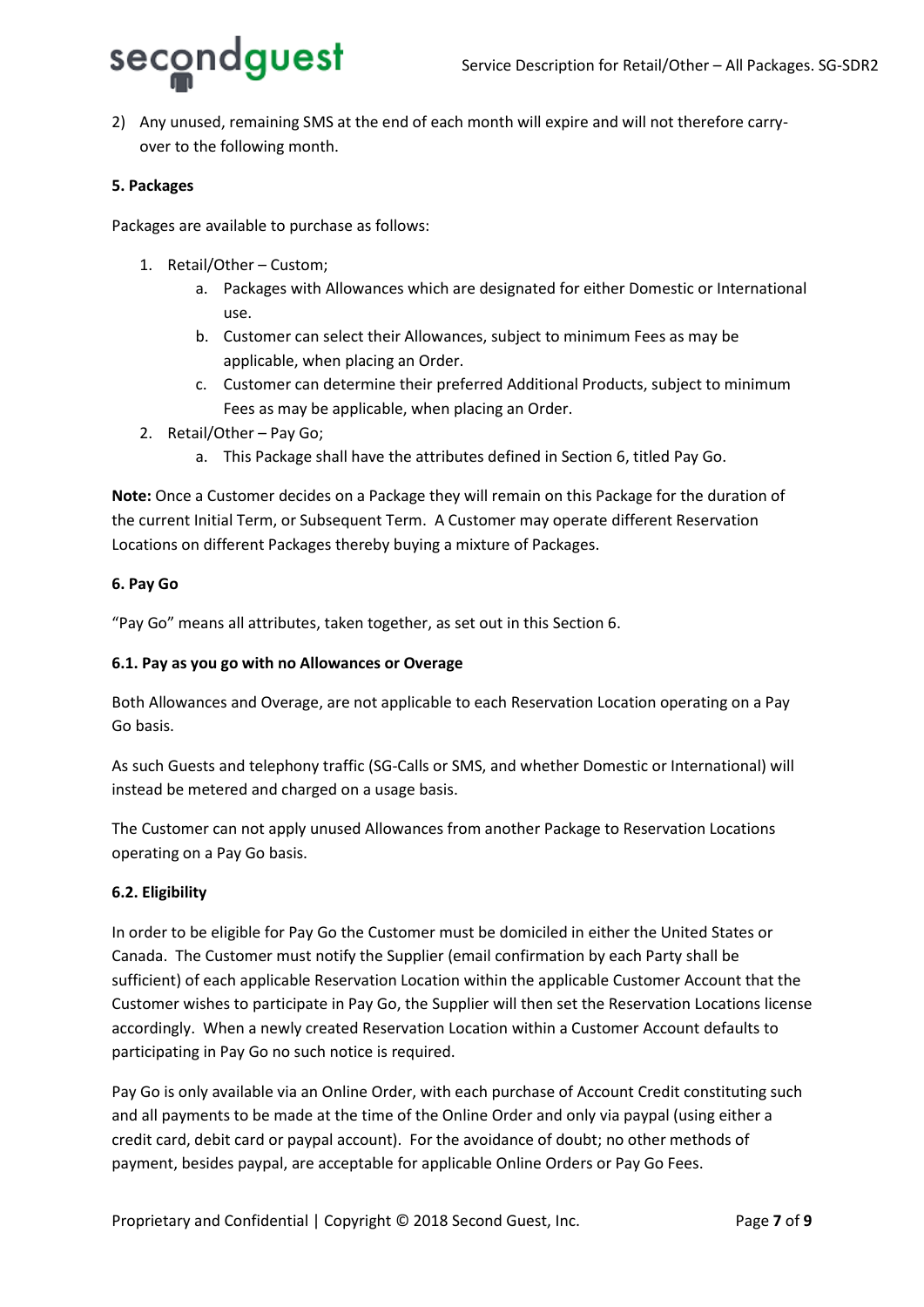2) Any unused, remaining SMS at the end of each month will expire and will not therefore carry-over to the following month.

**5. Packages**

Packages are available to purchase as follows:

1. Retail/Other – Custom;
    a. Packages with Allowances which are designated for either Domestic or International use.
    b. Customer can select their Allowances, subject to minimum Fees as may be applicable, when placing an Order.
    c. Customer can determine their preferred Additional Products, subject to minimum Fees as may be applicable, when placing an Order.
2. Retail/Other – Pay Go;
    a. This Package shall have the attributes defined in Section 6, titled Pay Go.

**Note:** Once a Customer decides on a Package they will remain on this Package for the duration of the current Initial Term, or Subsequent Term. A Customer may operate different Reservation Locations on different Packages thereby buying a mixture of Packages.

**6. Pay Go**

"Pay Go" means all attributes, taken together, as set out in this Section 6.

**6.1. Pay as you go with no Allowances or Overage**

Both Allowances and Overage, are not applicable to each Reservation Location operating on a Pay Go basis.

As such Guests and telephony traffic (SG-Calls or SMS, and whether Domestic or International) will instead be metered and charged on a usage basis.

The Customer can not apply unused Allowances from another Package to Reservation Locations operating on a Pay Go basis.

**6.2. Eligibility**

In order to be eligible for Pay Go the Customer must be domiciled in either the United States or Canada. The Customer must notify the Supplier (email confirmation by each Party shall be sufficient) of each applicable Reservation Location within the applicable Customer Account that the Customer wishes to participate in Pay Go, the Supplier will then set the Reservation Locations license accordingly. When a newly created Reservation Location within a Customer Account defaults to participating in Pay Go no such notice is required.

Pay Go is only available via an Online Order, with each purchase of Account Credit constituting such and all payments to be made at the time of the Online Order and only via paypal (using either a credit card, debit card or paypal account). For the avoidance of doubt; no other methods of payment, besides paypal, are acceptable for applicable Online Orders or Pay Go Fees.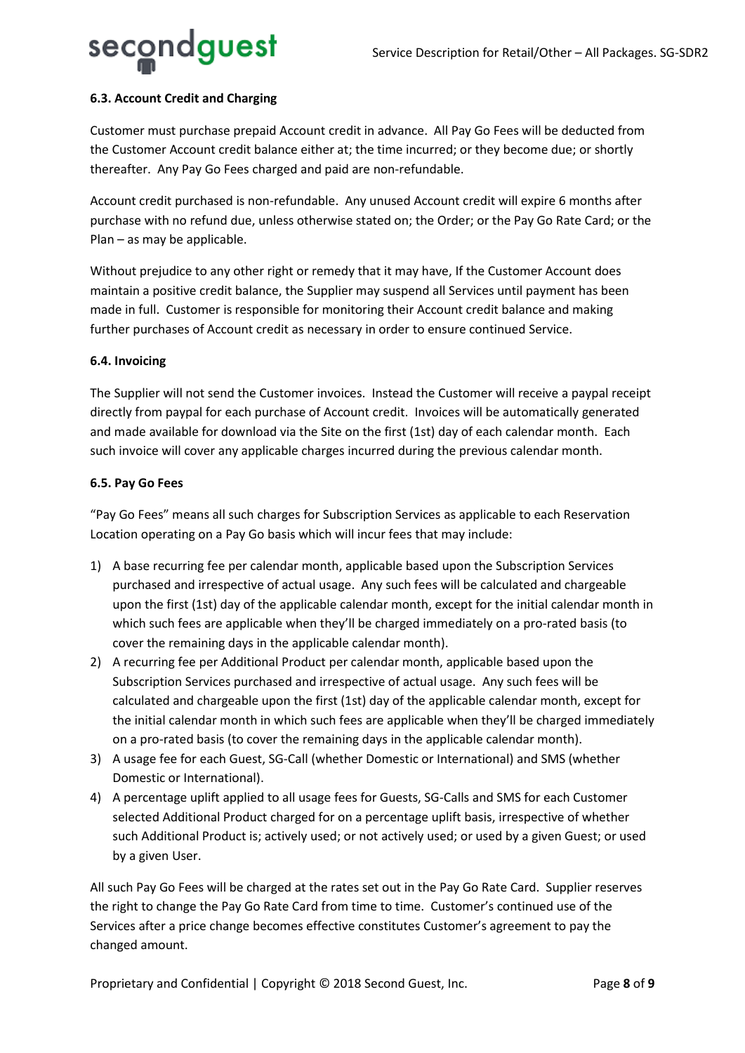#### 6.3. Account Credit and Charging

Customer must purchase prepaid Account credit in advance. All Pay Go Fees will be deducted from the Customer Account credit balance either at; the time incurred; or they become due; or shortly thereafter. Any Pay Go Fees charged and paid are non-refundable.

Account credit purchased is non-refundable. Any unused Account credit will expire 6 months after purchase with no refund due, unless otherwise stated on; the Order; or the Pay Go Rate Card; or the Plan – as may be applicable.

Without prejudice to any other right or remedy that it may have, If the Customer Account does maintain a positive credit balance, the Supplier may suspend all Services until payment has been made in full. Customer is responsible for monitoring their Account credit balance and making further purchases of Account credit as necessary in order to ensure continued Service.

#### 6.4. Invoicing

The Supplier will not send the Customer invoices. Instead the Customer will receive a paypal receipt directly from paypal for each purchase of Account credit. Invoices will be automatically generated and made available for download via the Site on the first (1st) day of each calendar month. Each such invoice will cover any applicable charges incurred during the previous calendar month.

#### 6.5. Pay Go Fees

"Pay Go Fees" means all such charges for Subscription Services as applicable to each Reservation Location operating on a Pay Go basis which will incur fees that may include:

1) A base recurring fee per calendar month, applicable based upon the Subscription Services purchased and irrespective of actual usage. Any such fees will be calculated and chargeable upon the first (1st) day of the applicable calendar month, except for the initial calendar month in which such fees are applicable when they'll be charged immediately on a pro-rated basis (to cover the remaining days in the applicable calendar month).
2) A recurring fee per Additional Product per calendar month, applicable based upon the Subscription Services purchased and irrespective of actual usage. Any such fees will be calculated and chargeable upon the first (1st) day of the applicable calendar month, except for the initial calendar month in which such fees are applicable when they'll be charged immediately on a pro-rated basis (to cover the remaining days in the applicable calendar month).
3) A usage fee for each Guest, SG-Call (whether Domestic or International) and SMS (whether Domestic or International).
4) A percentage uplift applied to all usage fees for Guests, SG-Calls and SMS for each Customer selected Additional Product charged for on a percentage uplift basis, irrespective of whether such Additional Product is; actively used; or not actively used; or used by a given Guest; or used by a given User.

All such Pay Go Fees will be charged at the rates set out in the Pay Go Rate Card. Supplier reserves the right to change the Pay Go Rate Card from time to time. Customer's continued use of the Services after a price change becomes effective constitutes Customer's agreement to pay the changed amount.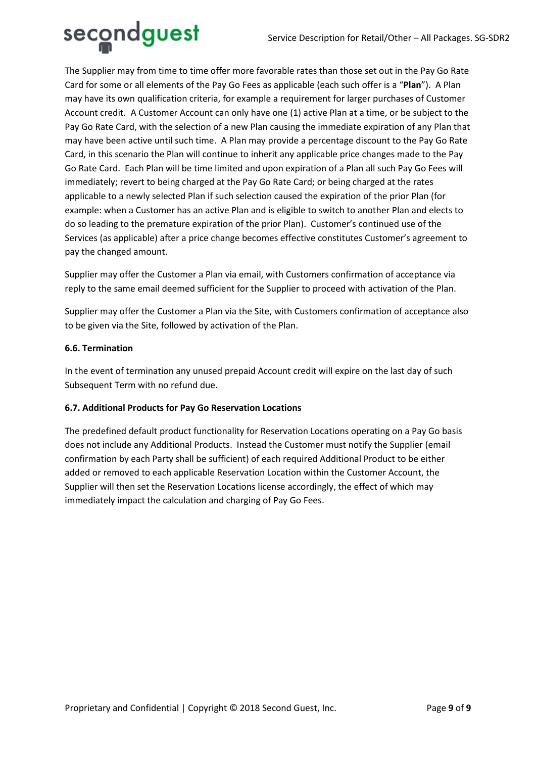The Supplier may from time to time offer more favorable rates than those set out in the Pay Go Rate Card for some or all elements of the Pay Go Fees as applicable (each such offer is a "**Plan**"). A Plan may have its own qualification criteria, for example a requirement for larger purchases of Customer Account credit. A Customer Account can only have one (1) active Plan at a time, or be subject to the Pay Go Rate Card, with the selection of a new Plan causing the immediate expiration of any Plan that may have been active until such time. A Plan may provide a percentage discount to the Pay Go Rate Card, in this scenario the Plan will continue to inherit any applicable price changes made to the Pay Go Rate Card. Each Plan will be time limited and upon expiration of a Plan all such Pay Go Fees will immediately; revert to being charged at the Pay Go Rate Card; or being charged at the rates applicable to a newly selected Plan if such selection caused the expiration of the prior Plan (for example: when a Customer has an active Plan and is eligible to switch to another Plan and elects to do so leading to the premature expiration of the prior Plan). Customer's continued use of the Services (as applicable) after a price change becomes effective constitutes Customer's agreement to pay the changed amount.

Supplier may offer the Customer a Plan via email, with Customers confirmation of acceptance via reply to the same email deemed sufficient for the Supplier to proceed with activation of the Plan.

Supplier may offer the Customer a Plan via the Site, with Customers confirmation of acceptance also to be given via the Site, followed by activation of the Plan.

#### 6.6. Termination

In the event of termination any unused prepaid Account credit will expire on the last day of such Subsequent Term with no refund due.

#### 6.7. Additional Products for Pay Go Reservation Locations

The predefined default product functionality for Reservation Locations operating on a Pay Go basis does not include any Additional Products. Instead the Customer must notify the Supplier (email confirmation by each Party shall be sufficient) of each required Additional Product to be either added or removed to each applicable Reservation Location within the Customer Account, the Supplier will then set the Reservation Locations license accordingly, the effect of which may immediately impact the calculation and charging of Pay Go Fees.